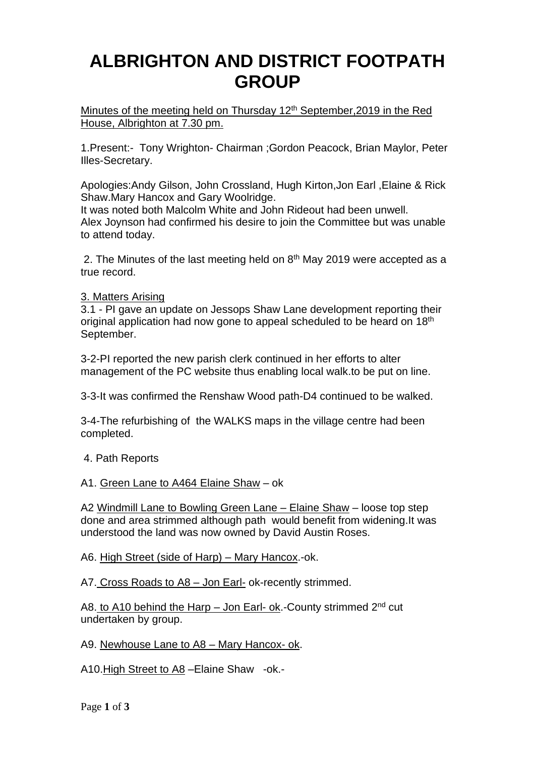# ALBRIGHTON AND DISTRICT FOOTPATH GROUP

Minutes of the meeting held on Thursday 12th September,2019 in the Red House, Albrighton at 7.30 pm.

1.Present:- Tony Wrighton- Chairman ;Gordon Peacock, Brian Maylor, Peter Illes-Secretary.

Apologies:Andy Gilson, John Crossland, Hugh Kirton,Jon Earl ,Elaine & Rick Shaw.Mary Hancox and Gary Woolridge.
It was noted both Malcolm White and John Rideout had been unwell.
Alex Joynson had confirmed his desire to join the Committee but was unable to attend today.

2. The Minutes of the last meeting held on 8th May 2019 were accepted as a true record.

3. Matters Arising

3.1 - PI gave an update on Jessops Shaw Lane development reporting their original application had now gone to appeal scheduled to be heard on 18th September.

3-2-PI reported the new parish clerk continued in her efforts to alter management of the PC website thus enabling local walk.to be put on line.

3-3-It was confirmed the Renshaw Wood path-D4 continued to be walked.

3-4-The refurbishing of the WALKS maps in the village centre had been completed.

4. Path Reports

A1. Green Lane to A464 Elaine Shaw – ok

A2 Windmill Lane to Bowling Green Lane – Elaine Shaw – loose top step done and area strimmed although path would benefit from widening.It was understood the land was now owned by David Austin Roses.

A6. High Street (side of Harp) – Mary Hancox.-ok.

A7. Cross Roads to A8 – Jon Earl- ok-recently strimmed.

A8. to A10 behind the Harp – Jon Earl- ok.-County strimmed 2nd cut undertaken by group.

A9. Newhouse Lane to A8 – Mary Hancox- ok.

A10.High Street to A8 –Elaine Shaw -ok.-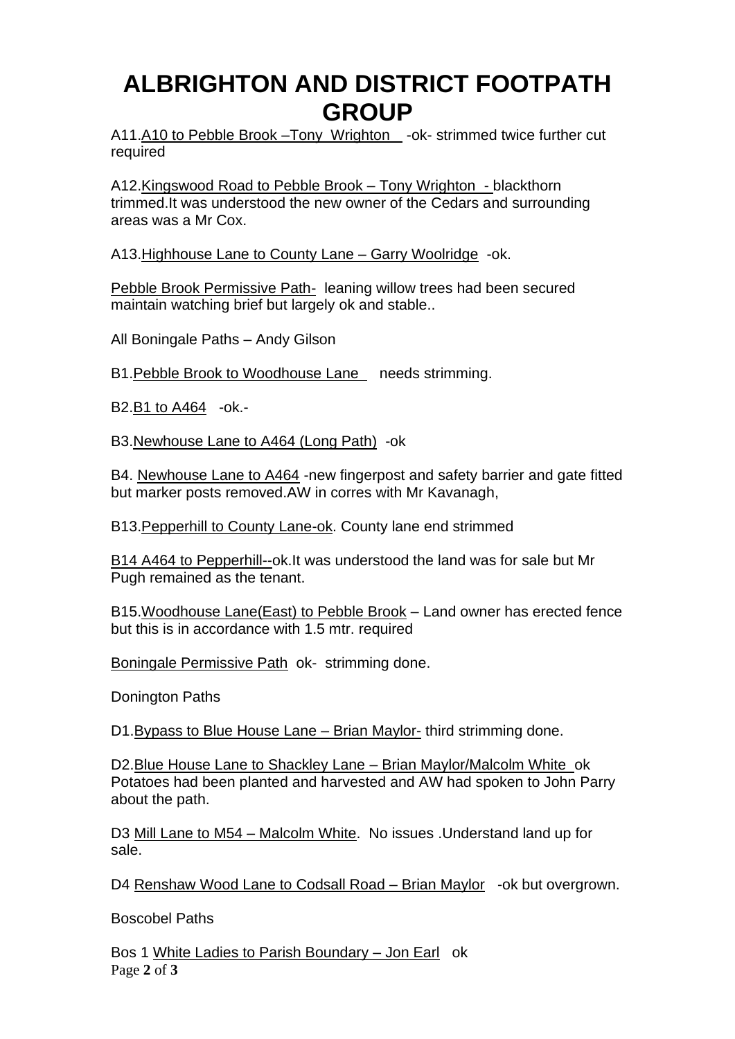# ALBRIGHTON AND DISTRICT FOOTPATH GROUP

A11.A10 to Pebble Brook –Tony Wrighton -ok- strimmed twice further cut required

A12.Kingswood Road to Pebble Brook – Tony Wrighton - blackthorn trimmed.It was understood the new owner of the Cedars and surrounding areas was a Mr Cox.

A13.Highhouse Lane to County Lane – Garry Woolridge -ok.

Pebble Brook Permissive Path- leaning willow trees had been secured maintain watching brief but largely ok and stable..

All Boningale Paths – Andy Gilson

B1.Pebble Brook to Woodhouse Lane needs strimming.

B2.B1 to A464 -ok.-

B3.Newhouse Lane to A464 (Long Path) -ok

B4. Newhouse Lane to A464 -new fingerpost and safety barrier and gate fitted but marker posts removed.AW in corres with Mr Kavanagh,

B13.Pepperhill to County Lane-ok. County lane end strimmed

B14 A464 to Pepperhill--ok.It was understood the land was for sale but Mr Pugh remained as the tenant.

B15.Woodhouse Lane(East) to Pebble Brook – Land owner has erected fence but this is in accordance with 1.5 mtr. required

Boningale Permissive Path ok- strimming done.

Donington Paths

D1.Bypass to Blue House Lane – Brian Maylor- third strimming done.

D2.Blue House Lane to Shackley Lane – Brian Maylor/Malcolm White ok Potatoes had been planted and harvested and AW had spoken to John Parry about the path.

D3 Mill Lane to M54 – Malcolm White. No issues .Understand land up for sale.

D4 Renshaw Wood Lane to Codsall Road – Brian Maylor -ok but overgrown.

Boscobel Paths

Bos 1 White Ladies to Parish Boundary – Jon Earl ok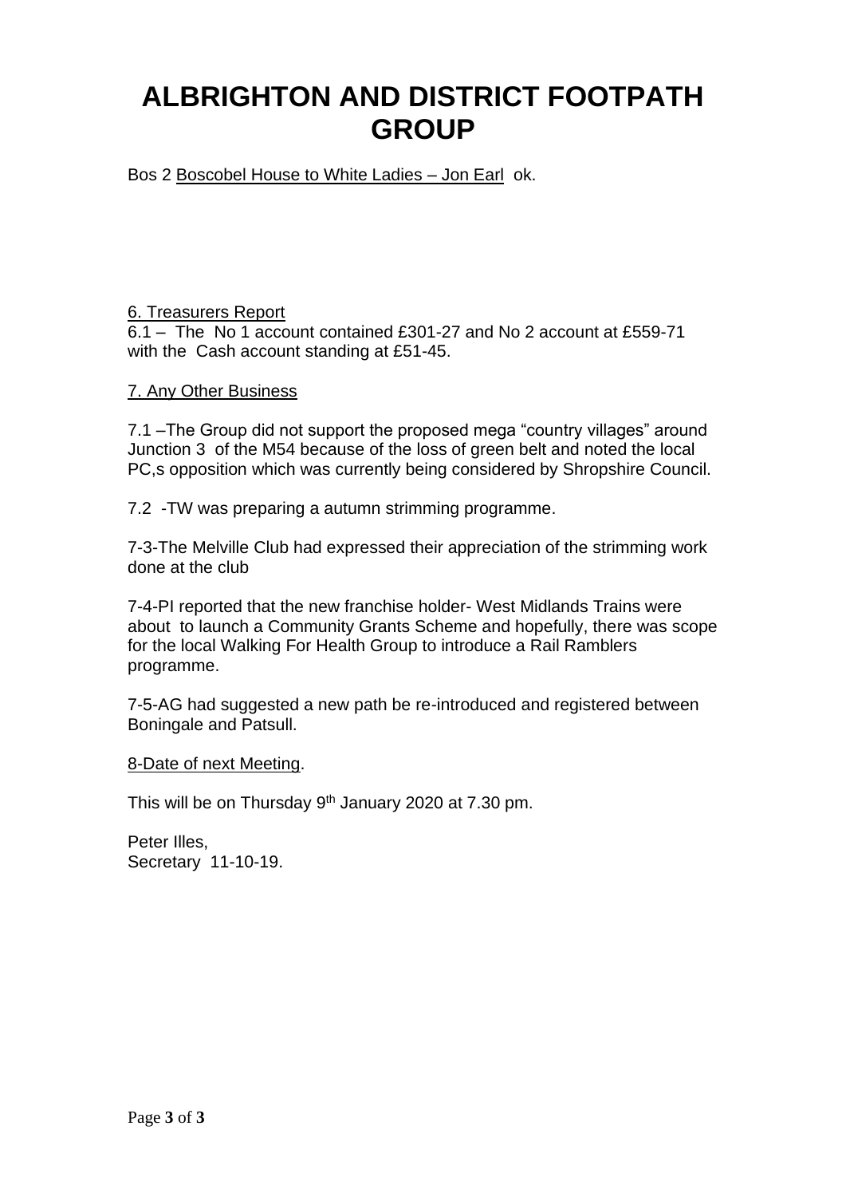# ALBRIGHTON AND DISTRICT FOOTPATH GROUP

Bos 2 Boscobel House to White Ladies – Jon Earl ok.

6. Treasurers Report

6.1 – The No 1 account contained £301-27 and No 2 account at £559-71 with the Cash account standing at £51-45.

7. Any Other Business

7.1 –The Group did not support the proposed mega "country villages" around Junction 3 of the M54 because of the loss of green belt and noted the local PC,s opposition which was currently being considered by Shropshire Council.

7.2 -TW was preparing a autumn strimming programme.

7-3-The Melville Club had expressed their appreciation of the strimming work done at the club

7-4-PI reported that the new franchise holder- West Midlands Trains were about to launch a Community Grants Scheme and hopefully, there was scope for the local Walking For Health Group to introduce a Rail Ramblers programme.

7-5-AG had suggested a new path be re-introduced and registered between Boningale and Patsull.

8-Date of next Meeting.

This will be on Thursday 9th January 2020 at 7.30 pm.

Peter Illes,
Secretary 11-10-19.